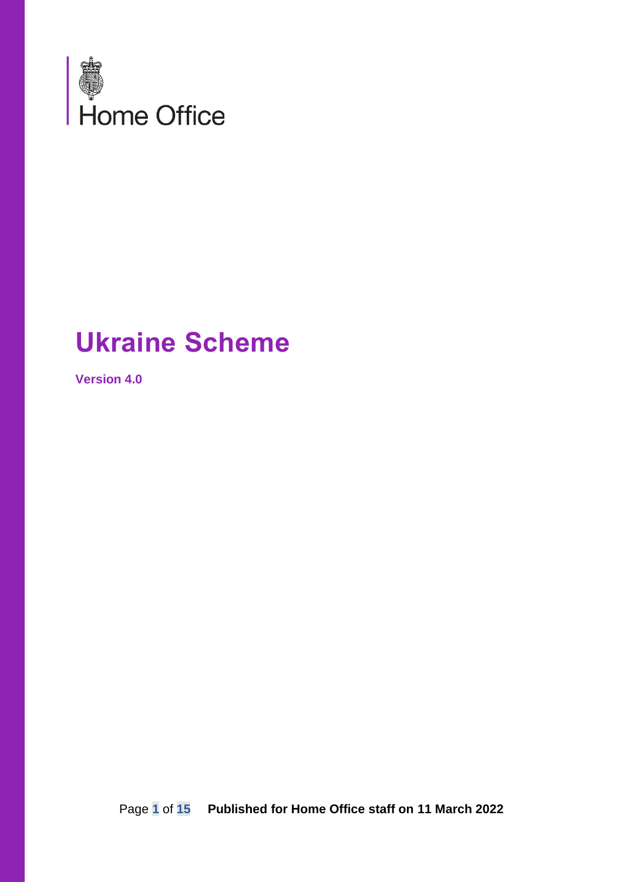Home Office

# Ukraine Scheme

**Version 4.0**

**Published for Home Office staff on 11 March 2022**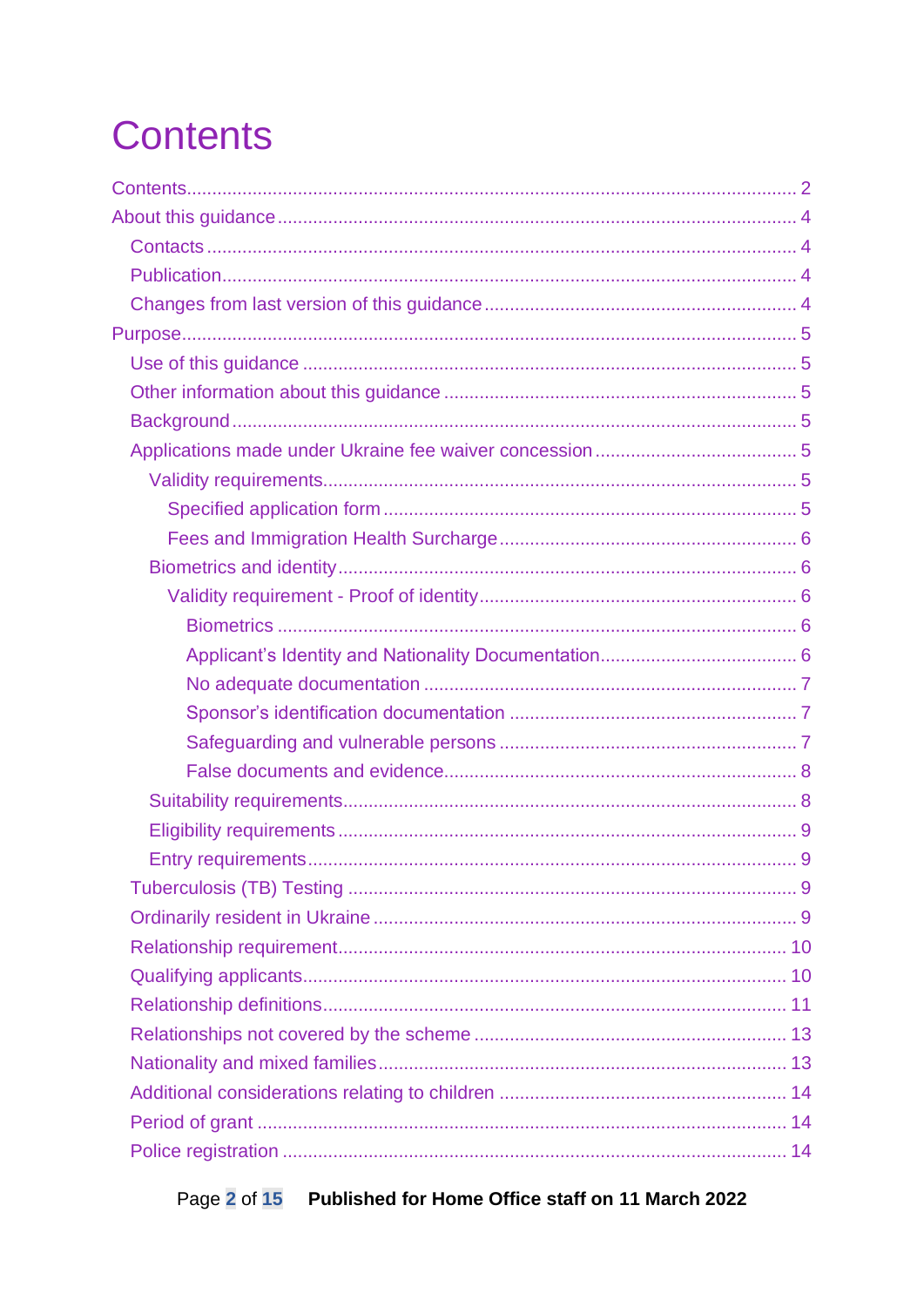# Contents

Contents ........................................................................................................... 2
About this guidance ........................................................................................... 4
- Contacts ........................................................................................................ 4
- Publication .................................................................................................... 4
- Changes from last version of this guidance ................................................... 4

Purpose ............................................................................................................ 5
- Use of this guidance ...................................................................................... 5
- Other information about this guidance .......................................................... 5
- Background ................................................................................................... 5
- Applications made under Ukraine fee waiver concession ............................... 5
  - Validity requirements ................................................................................ 5
    - Specified application form ..................................................................... 5
    - Fees and Immigration Health Surcharge ................................................ 6
  - Biometrics and identity ............................................................................. 6
    - Validity requirement - Proof of identity .................................................. 6
      - Biometrics ........................................................................................ 6
      - Applicant's Identity and Nationality Documentation ........................... 6
      - No adequate documentation ............................................................. 7
      - Sponsor's identification documentation ............................................ 7
      - Safeguarding and vulnerable persons ............................................... 7
      - False documents and evidence ......................................................... 8
  - Suitability requirements ............................................................................ 8
  - Eligibility requirements ............................................................................. 9
  - Entry requirements ................................................................................... 9
- Tuberculosis (TB) Testing .............................................................................. 9
- Ordinarily resident in Ukraine ........................................................................ 9
- Relationship requirement ............................................................................... 10
- Qualifying applicants ..................................................................................... 10
- Relationship definitions ................................................................................. 11
- Relationships not covered by the scheme ...................................................... 13
- Nationality and mixed families ....................................................................... 13
- Additional considerations relating to children ................................................ 14
- Period of grant .............................................................................................. 14
- Police registration ......................................................................................... 14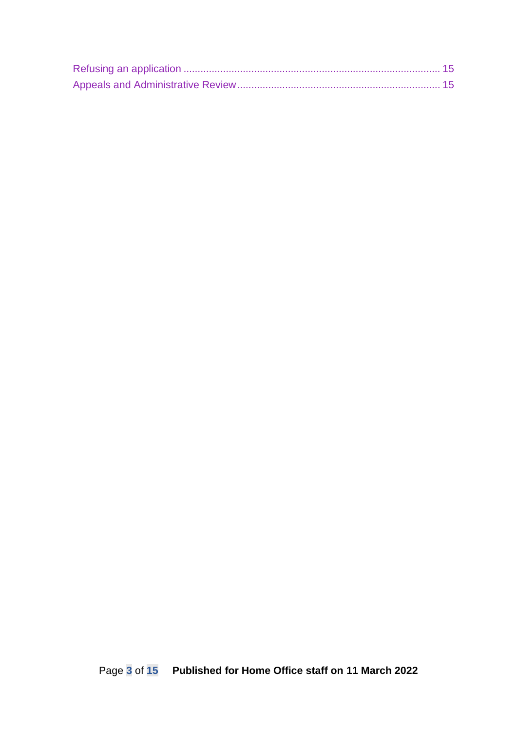Refusing an application ........................................................................................ 15
Appeals and Administrative Review ....................................................................... 15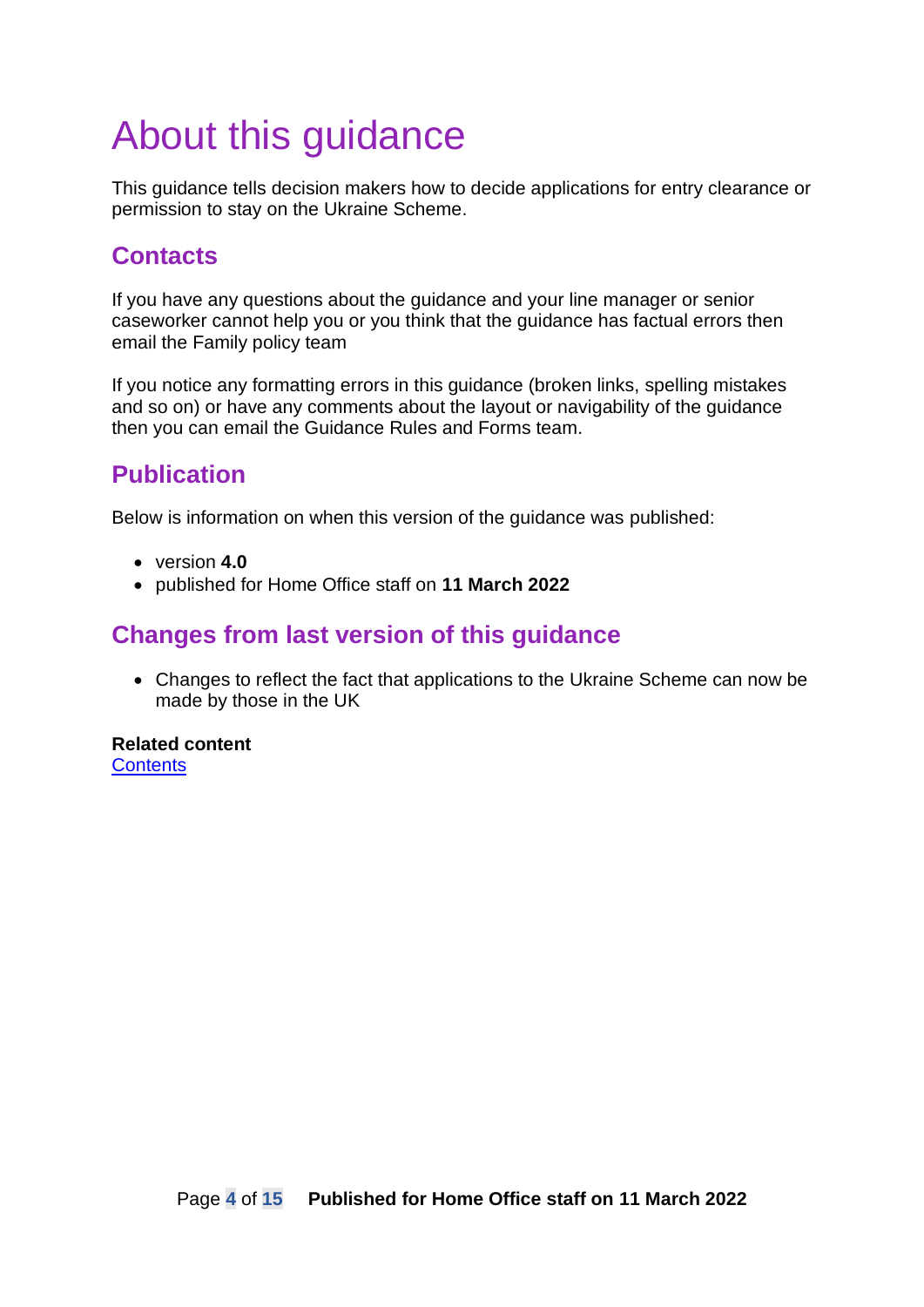# About this guidance

This guidance tells decision makers how to decide applications for entry clearance or permission to stay on the Ukraine Scheme.

## Contacts

If you have any questions about the guidance and your line manager or senior caseworker cannot help you or you think that the guidance has factual errors then email the Family policy team

If you notice any formatting errors in this guidance (broken links, spelling mistakes and so on) or have any comments about the layout or navigability of the guidance then you can email the Guidance Rules and Forms team.

## Publication

Below is information on when this version of the guidance was published:

- version **4.0**
- published for Home Office staff on **11 March 2022**

## Changes from last version of this guidance

- Changes to reflect the fact that applications to the Ukraine Scheme can now be made by those in the UK

**Related content**
Contents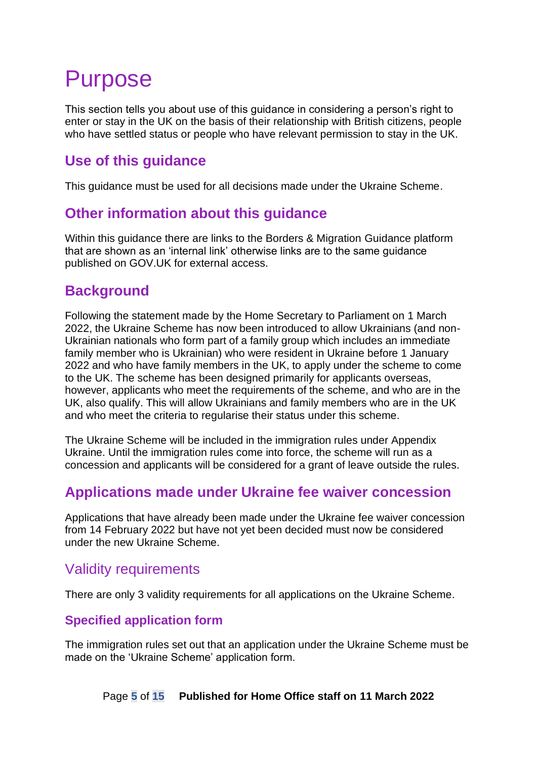# Purpose

This section tells you about use of this guidance in considering a person's right to enter or stay in the UK on the basis of their relationship with British citizens, people who have settled status or people who have relevant permission to stay in the UK.

## Use of this guidance

This guidance must be used for all decisions made under the Ukraine Scheme.

## Other information about this guidance

Within this guidance there are links to the Borders & Migration Guidance platform that are shown as an 'internal link' otherwise links are to the same guidance published on GOV.UK for external access.

## Background

Following the statement made by the Home Secretary to Parliament on 1 March 2022, the Ukraine Scheme has now been introduced to allow Ukrainians (and non-Ukrainian nationals who form part of a family group which includes an immediate family member who is Ukrainian) who were resident in Ukraine before 1 January 2022 and who have family members in the UK, to apply under the scheme to come to the UK. The scheme has been designed primarily for applicants overseas, however, applicants who meet the requirements of the scheme, and who are in the UK, also qualify. This will allow Ukrainians and family members who are in the UK and who meet the criteria to regularise their status under this scheme.

The Ukraine Scheme will be included in the immigration rules under Appendix Ukraine. Until the immigration rules come into force, the scheme will run as a concession and applicants will be considered for a grant of leave outside the rules.

## Applications made under Ukraine fee waiver concession

Applications that have already been made under the Ukraine fee waiver concession from 14 February 2022 but have not yet been decided must now be considered under the new Ukraine Scheme.

## Validity requirements

There are only 3 validity requirements for all applications on the Ukraine Scheme.

### Specified application form

The immigration rules set out that an application under the Ukraine Scheme must be made on the 'Ukraine Scheme' application form.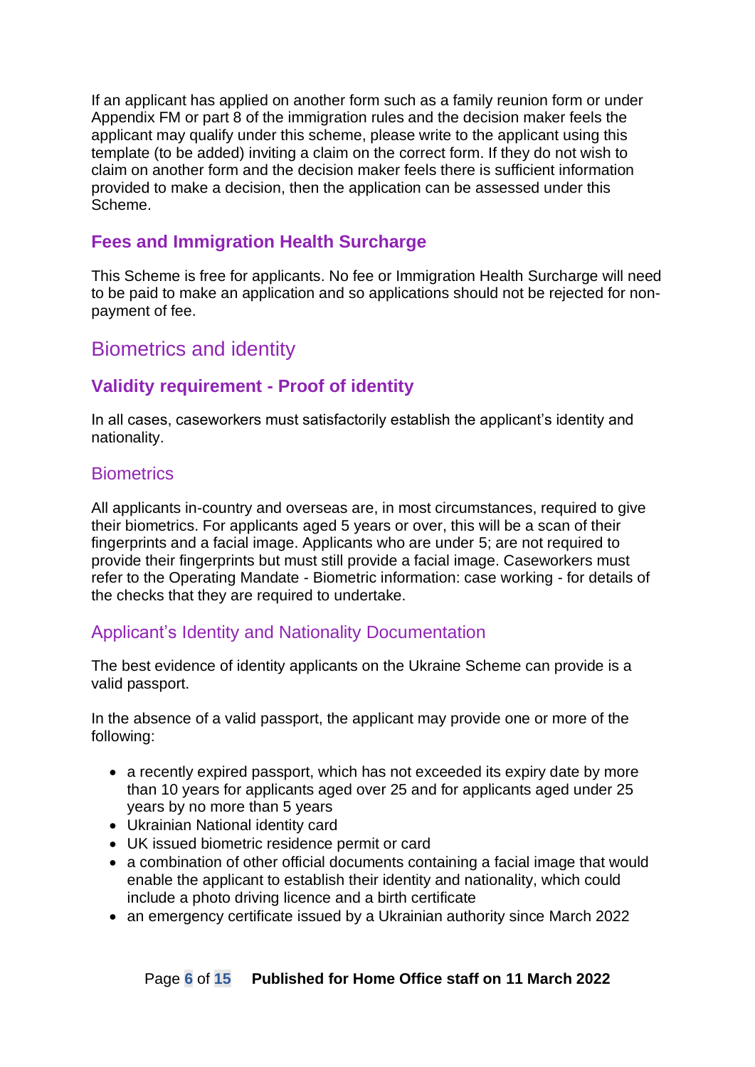If an applicant has applied on another form such as a family reunion form or under Appendix FM or part 8 of the immigration rules and the decision maker feels the applicant may qualify under this scheme, please write to the applicant using this template (to be added) inviting a claim on the correct form. If they do not wish to claim on another form and the decision maker feels there is sufficient information provided to make a decision, then the application can be assessed under this Scheme.

### Fees and Immigration Health Surcharge

This Scheme is free for applicants. No fee or Immigration Health Surcharge will need to be paid to make an application and so applications should not be rejected for non-payment of fee.

## Biometrics and identity

### Validity requirement - Proof of identity

In all cases, caseworkers must satisfactorily establish the applicant's identity and nationality.

#### Biometrics

All applicants in-country and overseas are, in most circumstances, required to give their biometrics. For applicants aged 5 years or over, this will be a scan of their fingerprints and a facial image. Applicants who are under 5; are not required to provide their fingerprints but must still provide a facial image. Caseworkers must refer to the Operating Mandate - Biometric information: case working - for details of the checks that they are required to undertake.

#### Applicant's Identity and Nationality Documentation

The best evidence of identity applicants on the Ukraine Scheme can provide is a valid passport.

In the absence of a valid passport, the applicant may provide one or more of the following:

- a recently expired passport, which has not exceeded its expiry date by more than 10 years for applicants aged over 25 and for applicants aged under 25 years by no more than 5 years
- Ukrainian National identity card
- UK issued biometric residence permit or card
- a combination of other official documents containing a facial image that would enable the applicant to establish their identity and nationality, which could include a photo driving licence and a birth certificate
- an emergency certificate issued by a Ukrainian authority since March 2022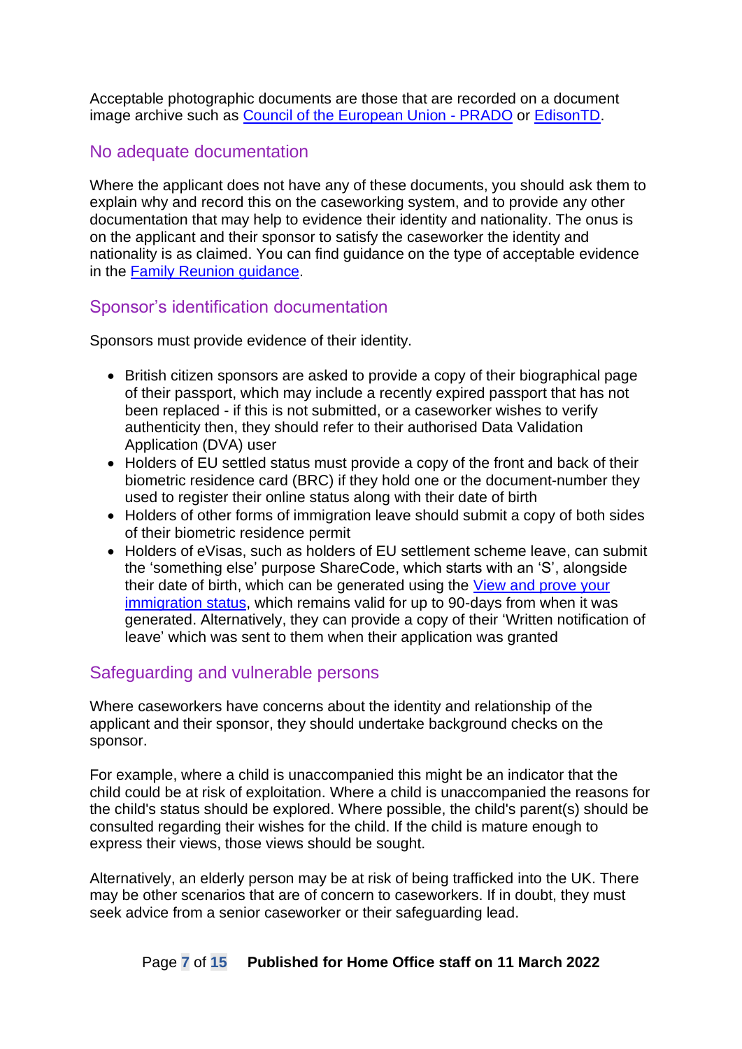Acceptable photographic documents are those that are recorded on a document image archive such as [Council of the European Union - PRADO] or [EdisonTD].

## No adequate documentation

Where the applicant does not have any of these documents, you should ask them to explain why and record this on the caseworking system, and to provide any other documentation that may help to evidence their identity and nationality. The onus is on the applicant and their sponsor to satisfy the caseworker the identity and nationality is as claimed. You can find guidance on the type of acceptable evidence in the [Family Reunion guidance].

## Sponsor's identification documentation

Sponsors must provide evidence of their identity.

- British citizen sponsors are asked to provide a copy of their biographical page of their passport, which may include a recently expired passport that has not been replaced - if this is not submitted, or a caseworker wishes to verify authenticity then, they should refer to their authorised Data Validation Application (DVA) user
- Holders of EU settled status must provide a copy of the front and back of their biometric residence card (BRC) if they hold one or the document-number they used to register their online status along with their date of birth
- Holders of other forms of immigration leave should submit a copy of both sides of their biometric residence permit
- Holders of eVisas, such as holders of EU settlement scheme leave, can submit the 'something else' purpose ShareCode, which starts with an 'S', alongside their date of birth, which can be generated using the [View and prove your immigration status], which remains valid for up to 90-days from when it was generated. Alternatively, they can provide a copy of their 'Written notification of leave' which was sent to them when their application was granted

## Safeguarding and vulnerable persons

Where caseworkers have concerns about the identity and relationship of the applicant and their sponsor, they should undertake background checks on the sponsor.

For example, where a child is unaccompanied this might be an indicator that the child could be at risk of exploitation. Where a child is unaccompanied the reasons for the child's status should be explored. Where possible, the child's parent(s) should be consulted regarding their wishes for the child. If the child is mature enough to express their views, those views should be sought.

Alternatively, an elderly person may be at risk of being trafficked into the UK. There may be other scenarios that are of concern to caseworkers. If in doubt, they must seek advice from a senior caseworker or their safeguarding lead.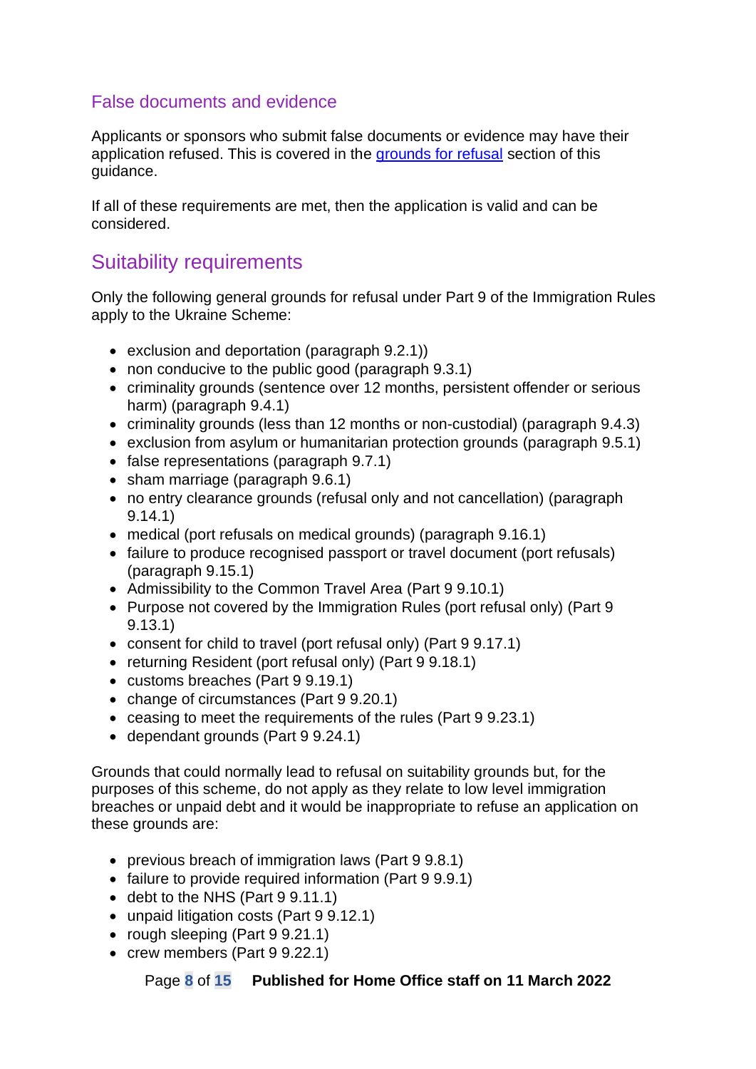## False documents and evidence

Applicants or sponsors who submit false documents or evidence may have their application refused. This is covered in the [grounds for refusal]() section of this guidance.

If all of these requirements are met, then the application is valid and can be considered.

# Suitability requirements

Only the following general grounds for refusal under Part 9 of the Immigration Rules apply to the Ukraine Scheme:

- exclusion and deportation (paragraph 9.2.1))
- non conducive to the public good (paragraph 9.3.1)
- criminality grounds (sentence over 12 months, persistent offender or serious harm) (paragraph 9.4.1)
- criminality grounds (less than 12 months or non-custodial) (paragraph 9.4.3)
- exclusion from asylum or humanitarian protection grounds (paragraph 9.5.1)
- false representations (paragraph 9.7.1)
- sham marriage (paragraph 9.6.1)
- no entry clearance grounds (refusal only and not cancellation) (paragraph 9.14.1)
- medical (port refusals on medical grounds) (paragraph 9.16.1)
- failure to produce recognised passport or travel document (port refusals) (paragraph 9.15.1)
- Admissibility to the Common Travel Area (Part 9 9.10.1)
- Purpose not covered by the Immigration Rules (port refusal only) (Part 9 9.13.1)
- consent for child to travel (port refusal only) (Part 9 9.17.1)
- returning Resident (port refusal only) (Part 9 9.18.1)
- customs breaches (Part 9 9.19.1)
- change of circumstances (Part 9 9.20.1)
- ceasing to meet the requirements of the rules (Part 9 9.23.1)
- dependant grounds (Part 9 9.24.1)

Grounds that could normally lead to refusal on suitability grounds but, for the purposes of this scheme, do not apply as they relate to low level immigration breaches or unpaid debt and it would be inappropriate to refuse an application on these grounds are:

- previous breach of immigration laws (Part 9 9.8.1)
- failure to provide required information (Part 9 9.9.1)
- debt to the NHS (Part 9 9.11.1)
- unpaid litigation costs (Part 9 9.12.1)
- rough sleeping (Part 9 9.21.1)
- crew members (Part 9 9.22.1)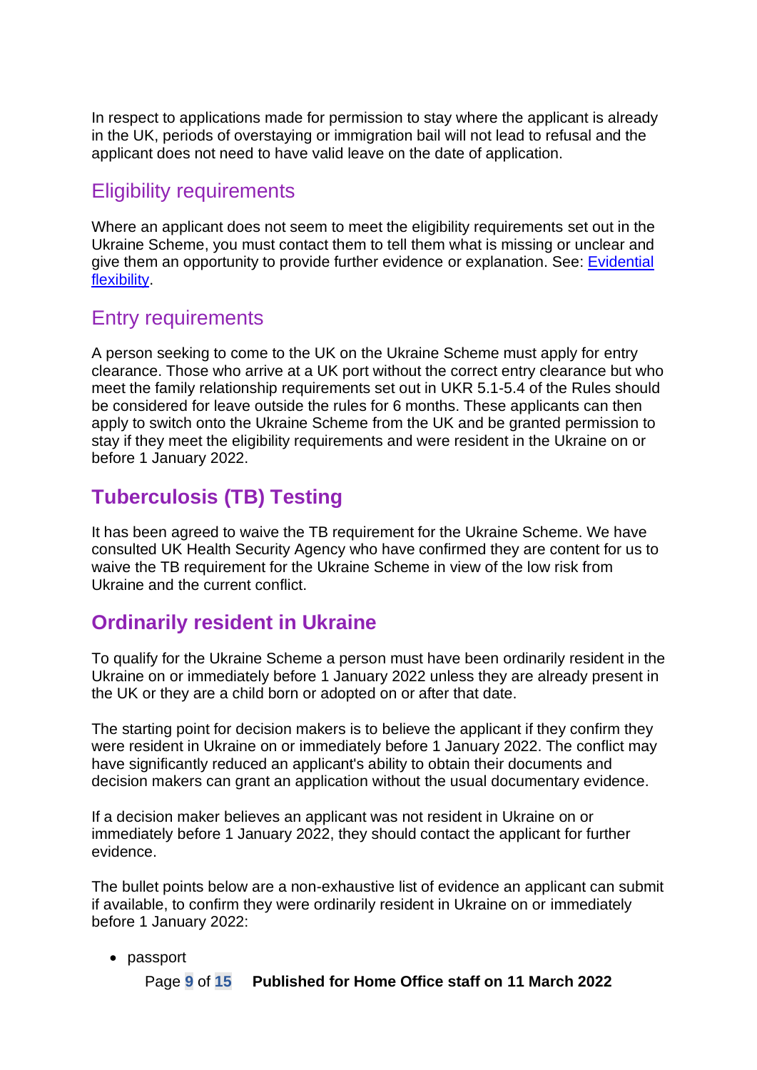In respect to applications made for permission to stay where the applicant is already in the UK, periods of overstaying or immigration bail will not lead to refusal and the applicant does not need to have valid leave on the date of application.

### Eligibility requirements

Where an applicant does not seem to meet the eligibility requirements set out in the Ukraine Scheme, you must contact them to tell them what is missing or unclear and give them an opportunity to provide further evidence or explanation. See: [Evidential flexibility](#).

### Entry requirements

A person seeking to come to the UK on the Ukraine Scheme must apply for entry clearance. Those who arrive at a UK port without the correct entry clearance but who meet the family relationship requirements set out in UKR 5.1-5.4 of the Rules should be considered for leave outside the rules for 6 months. These applicants can then apply to switch onto the Ukraine Scheme from the UK and be granted permission to stay if they meet the eligibility requirements and were resident in the Ukraine on or before 1 January 2022.

## Tuberculosis (TB) Testing

It has been agreed to waive the TB requirement for the Ukraine Scheme. We have consulted UK Health Security Agency who have confirmed they are content for us to waive the TB requirement for the Ukraine Scheme in view of the low risk from Ukraine and the current conflict.

## Ordinarily resident in Ukraine

To qualify for the Ukraine Scheme a person must have been ordinarily resident in the Ukraine on or immediately before 1 January 2022 unless they are already present in the UK or they are a child born or adopted on or after that date.

The starting point for decision makers is to believe the applicant if they confirm they were resident in Ukraine on or immediately before 1 January 2022. The conflict may have significantly reduced an applicant's ability to obtain their documents and decision makers can grant an application without the usual documentary evidence.

If a decision maker believes an applicant was not resident in Ukraine on or immediately before 1 January 2022, they should contact the applicant for further evidence.

The bullet points below are a non-exhaustive list of evidence an applicant can submit if available, to confirm they were ordinarily resident in Ukraine on or immediately before 1 January 2022:

- passport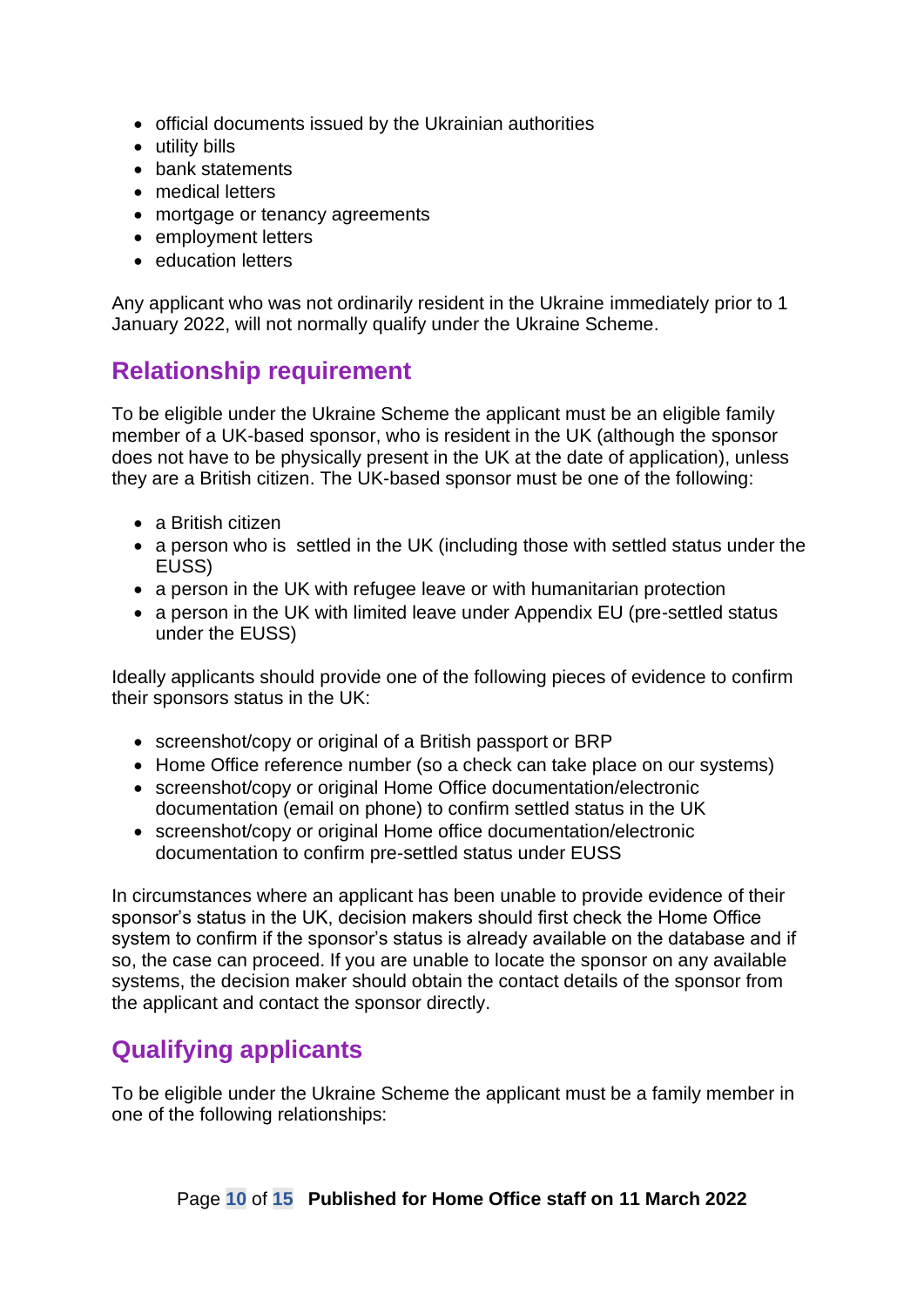- official documents issued by the Ukrainian authorities
- utility bills
- bank statements
- medical letters
- mortgage or tenancy agreements
- employment letters
- education letters

Any applicant who was not ordinarily resident in the Ukraine immediately prior to 1 January 2022, will not normally qualify under the Ukraine Scheme.

## Relationship requirement

To be eligible under the Ukraine Scheme the applicant must be an eligible family member of a UK-based sponsor, who is resident in the UK (although the sponsor does not have to be physically present in the UK at the date of application), unless they are a British citizen. The UK-based sponsor must be one of the following:

- a British citizen
- a person who is  settled in the UK (including those with settled status under the EUSS)
- a person in the UK with refugee leave or with humanitarian protection
- a person in the UK with limited leave under Appendix EU (pre-settled status under the EUSS)

Ideally applicants should provide one of the following pieces of evidence to confirm their sponsors status in the UK:

- screenshot/copy or original of a British passport or BRP
- Home Office reference number (so a check can take place on our systems)
- screenshot/copy or original Home Office documentation/electronic documentation (email on phone) to confirm settled status in the UK
- screenshot/copy or original Home office documentation/electronic documentation to confirm pre-settled status under EUSS

In circumstances where an applicant has been unable to provide evidence of their sponsor's status in the UK, decision makers should first check the Home Office system to confirm if the sponsor's status is already available on the database and if so, the case can proceed. If you are unable to locate the sponsor on any available systems, the decision maker should obtain the contact details of the sponsor from the applicant and contact the sponsor directly.

## Qualifying applicants

To be eligible under the Ukraine Scheme the applicant must be a family member in one of the following relationships: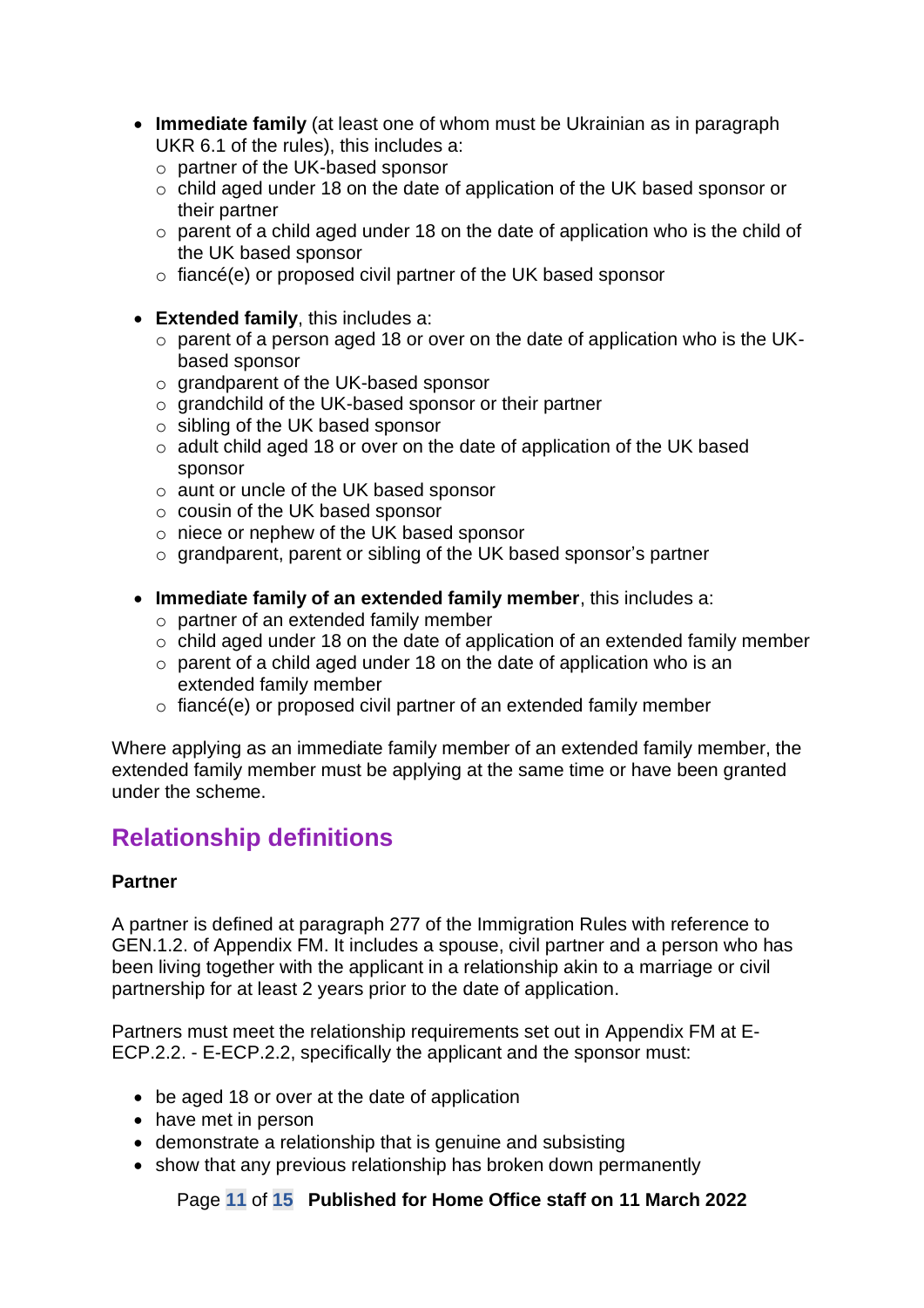- **Immediate family** (at least one of whom must be Ukrainian as in paragraph UKR 6.1 of the rules), this includes a:
  - partner of the UK-based sponsor
  - child aged under 18 on the date of application of the UK based sponsor or their partner
  - parent of a child aged under 18 on the date of application who is the child of the UK based sponsor
  - fiancé(e) or proposed civil partner of the UK based sponsor

- **Extended family**, this includes a:
  - parent of a person aged 18 or over on the date of application who is the UK-based sponsor
  - grandparent of the UK-based sponsor
  - grandchild of the UK-based sponsor or their partner
  - sibling of the UK based sponsor
  - adult child aged 18 or over on the date of application of the UK based sponsor
  - aunt or uncle of the UK based sponsor
  - cousin of the UK based sponsor
  - niece or nephew of the UK based sponsor
  - grandparent, parent or sibling of the UK based sponsor's partner

- **Immediate family of an extended family member**, this includes a:
  - partner of an extended family member
  - child aged under 18 on the date of application of an extended family member
  - parent of a child aged under 18 on the date of application who is an extended family member
  - fiancé(e) or proposed civil partner of an extended family member

Where applying as an immediate family member of an extended family member, the extended family member must be applying at the same time or have been granted under the scheme.

## Relationship definitions

**Partner**

A partner is defined at paragraph 277 of the Immigration Rules with reference to GEN.1.2. of Appendix FM. It includes a spouse, civil partner and a person who has been living together with the applicant in a relationship akin to a marriage or civil partnership for at least 2 years prior to the date of application.

Partners must meet the relationship requirements set out in Appendix FM at E-ECP.2.2. - E-ECP.2.2, specifically the applicant and the sponsor must:

- be aged 18 or over at the date of application
- have met in person
- demonstrate a relationship that is genuine and subsisting
- show that any previous relationship has broken down permanently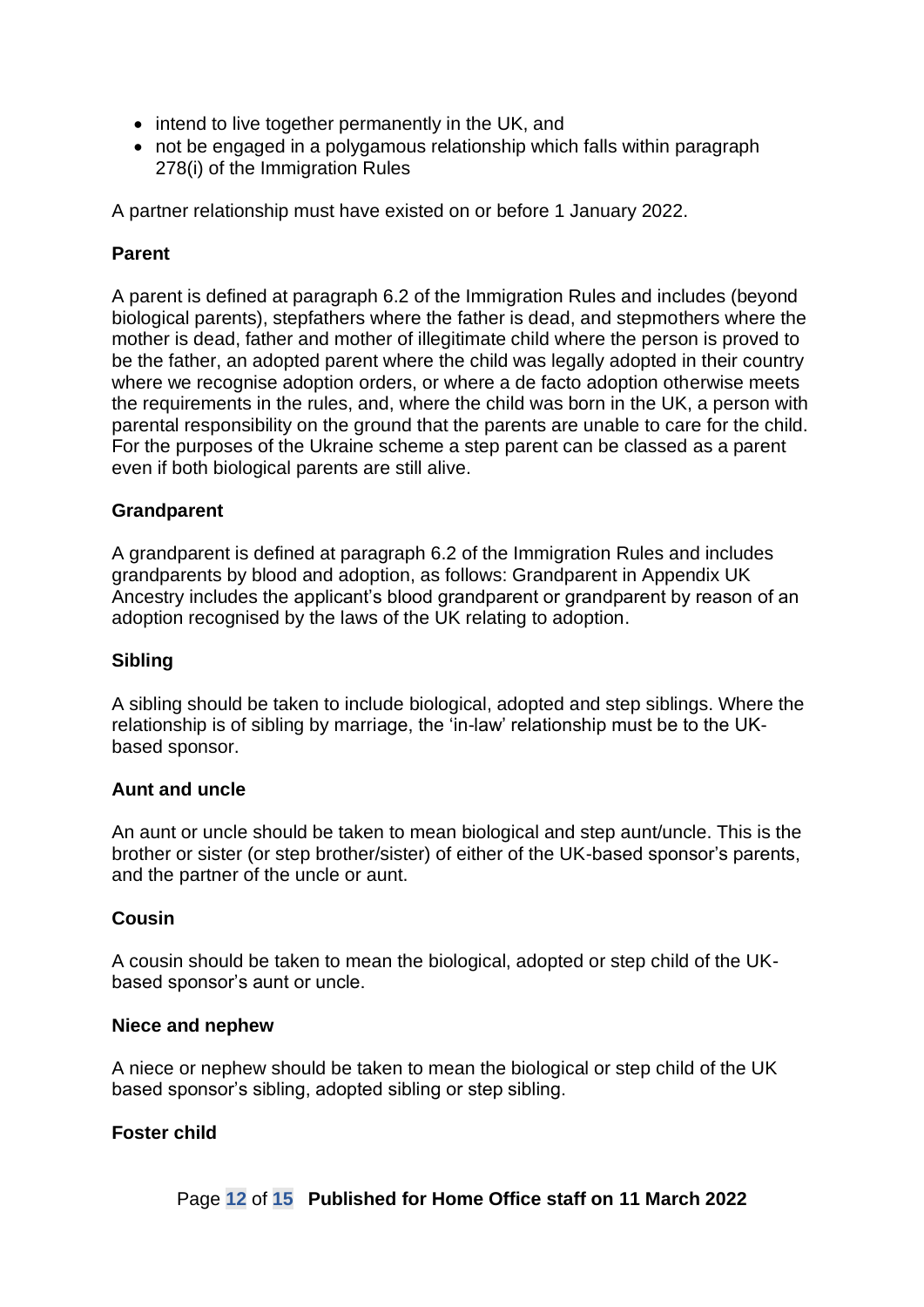- intend to live together permanently in the UK, and
- not be engaged in a polygamous relationship which falls within paragraph 278(i) of the Immigration Rules

A partner relationship must have existed on or before 1 January 2022.

**Parent**

A parent is defined at paragraph 6.2 of the Immigration Rules and includes (beyond biological parents), stepfathers where the father is dead, and stepmothers where the mother is dead, father and mother of illegitimate child where the person is proved to be the father, an adopted parent where the child was legally adopted in their country where we recognise adoption orders, or where a de facto adoption otherwise meets the requirements in the rules, and, where the child was born in the UK, a person with parental responsibility on the ground that the parents are unable to care for the child. For the purposes of the Ukraine scheme a step parent can be classed as a parent even if both biological parents are still alive.

**Grandparent**

A grandparent is defined at paragraph 6.2 of the Immigration Rules and includes grandparents by blood and adoption, as follows: Grandparent in Appendix UK Ancestry includes the applicant's blood grandparent or grandparent by reason of an adoption recognised by the laws of the UK relating to adoption.

**Sibling**

A sibling should be taken to include biological, adopted and step siblings. Where the relationship is of sibling by marriage, the 'in-law' relationship must be to the UK-based sponsor.

**Aunt and uncle**

An aunt or uncle should be taken to mean biological and step aunt/uncle. This is the brother or sister (or step brother/sister) of either of the UK-based sponsor's parents, and the partner of the uncle or aunt.

**Cousin**

A cousin should be taken to mean the biological, adopted or step child of the UK-based sponsor's aunt or uncle.

**Niece and nephew**

A niece or nephew should be taken to mean the biological or step child of the UK based sponsor's sibling, adopted sibling or step sibling.

**Foster child**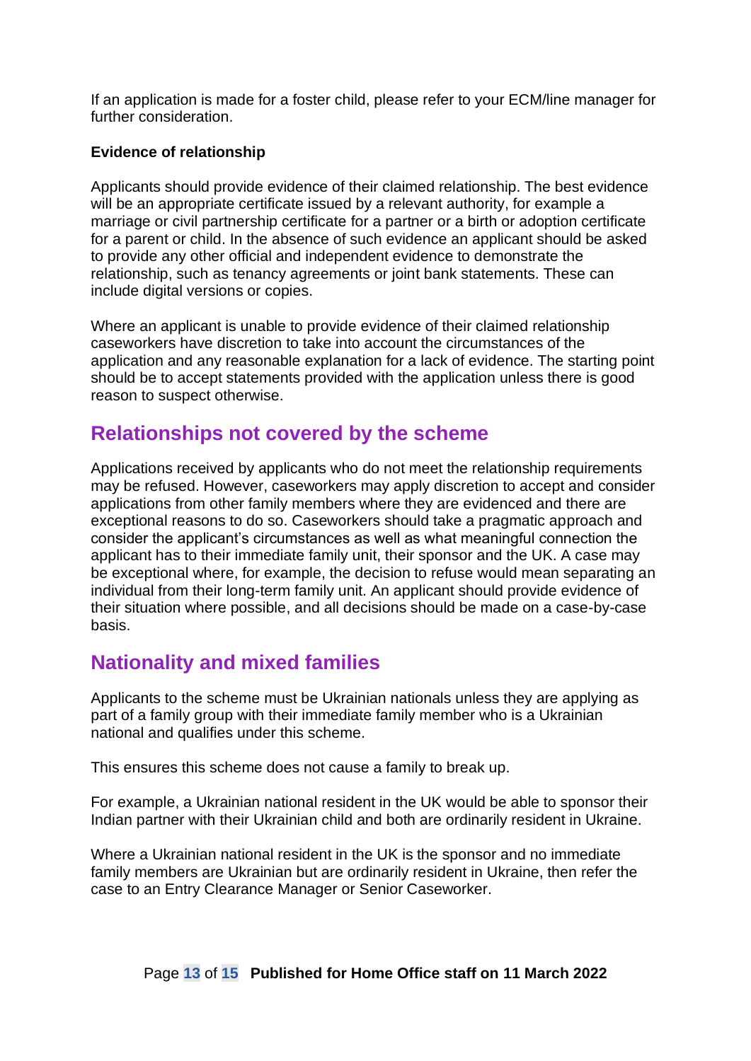If an application is made for a foster child, please refer to your ECM/line manager for further consideration.

**Evidence of relationship**

Applicants should provide evidence of their claimed relationship. The best evidence will be an appropriate certificate issued by a relevant authority, for example a marriage or civil partnership certificate for a partner or a birth or adoption certificate for a parent or child. In the absence of such evidence an applicant should be asked to provide any other official and independent evidence to demonstrate the relationship, such as tenancy agreements or joint bank statements. These can include digital versions or copies.

Where an applicant is unable to provide evidence of their claimed relationship caseworkers have discretion to take into account the circumstances of the application and any reasonable explanation for a lack of evidence. The starting point should be to accept statements provided with the application unless there is good reason to suspect otherwise.

## Relationships not covered by the scheme

Applications received by applicants who do not meet the relationship requirements may be refused. However, caseworkers may apply discretion to accept and consider applications from other family members where they are evidenced and there are exceptional reasons to do so. Caseworkers should take a pragmatic approach and consider the applicant's circumstances as well as what meaningful connection the applicant has to their immediate family unit, their sponsor and the UK. A case may be exceptional where, for example, the decision to refuse would mean separating an individual from their long-term family unit. An applicant should provide evidence of their situation where possible, and all decisions should be made on a case-by-case basis.

## Nationality and mixed families

Applicants to the scheme must be Ukrainian nationals unless they are applying as part of a family group with their immediate family member who is a Ukrainian national and qualifies under this scheme.

This ensures this scheme does not cause a family to break up.

For example, a Ukrainian national resident in the UK would be able to sponsor their Indian partner with their Ukrainian child and both are ordinarily resident in Ukraine.

Where a Ukrainian national resident in the UK is the sponsor and no immediate family members are Ukrainian but are ordinarily resident in Ukraine, then refer the case to an Entry Clearance Manager or Senior Caseworker.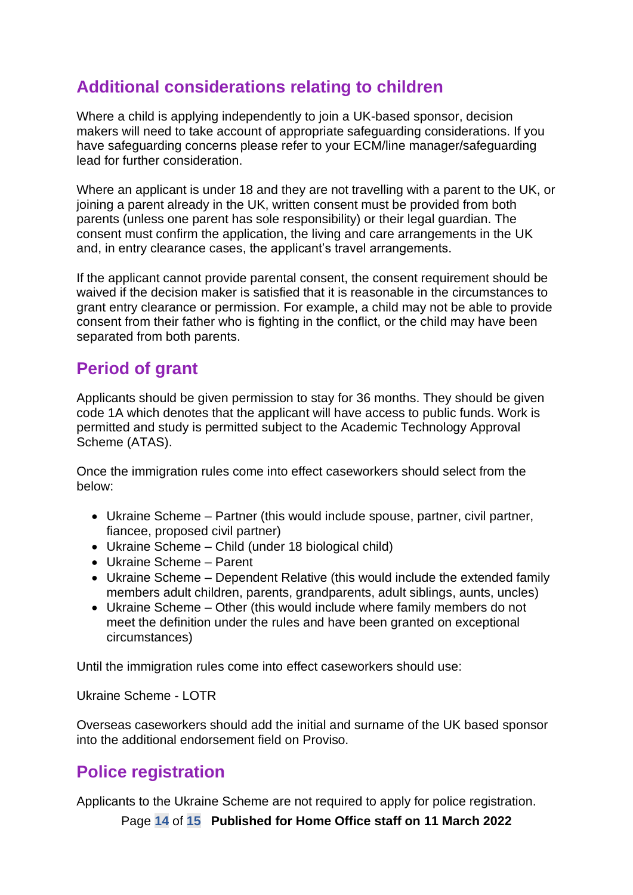## Additional considerations relating to children

Where a child is applying independently to join a UK-based sponsor, decision makers will need to take account of appropriate safeguarding considerations. If you have safeguarding concerns please refer to your ECM/line manager/safeguarding lead for further consideration.

Where an applicant is under 18 and they are not travelling with a parent to the UK, or joining a parent already in the UK, written consent must be provided from both parents (unless one parent has sole responsibility) or their legal guardian. The consent must confirm the application, the living and care arrangements in the UK and, in entry clearance cases, the applicant's travel arrangements.

If the applicant cannot provide parental consent, the consent requirement should be waived if the decision maker is satisfied that it is reasonable in the circumstances to grant entry clearance or permission. For example, a child may not be able to provide consent from their father who is fighting in the conflict, or the child may have been separated from both parents.

## Period of grant

Applicants should be given permission to stay for 36 months. They should be given code 1A which denotes that the applicant will have access to public funds. Work is permitted and study is permitted subject to the Academic Technology Approval Scheme (ATAS).

Once the immigration rules come into effect caseworkers should select from the below:

- Ukraine Scheme – Partner (this would include spouse, partner, civil partner, fiancee, proposed civil partner)
- Ukraine Scheme – Child (under 18 biological child)
- Ukraine Scheme – Parent
- Ukraine Scheme – Dependent Relative (this would include the extended family members adult children, parents, grandparents, adult siblings, aunts, uncles)
- Ukraine Scheme – Other (this would include where family members do not meet the definition under the rules and have been granted on exceptional circumstances)

Until the immigration rules come into effect caseworkers should use:

Ukraine Scheme - LOTR

Overseas caseworkers should add the initial and surname of the UK based sponsor into the additional endorsement field on Proviso.

## Police registration

Applicants to the Ukraine Scheme are not required to apply for police registration.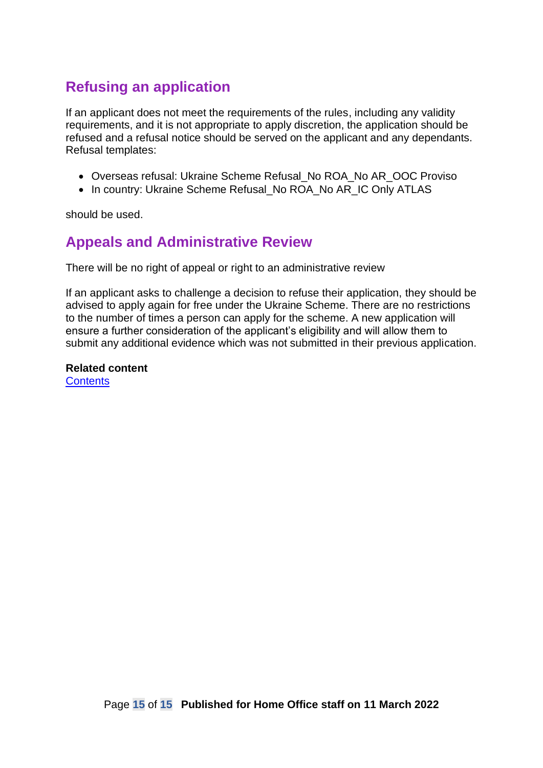## Refusing an application

If an applicant does not meet the requirements of the rules, including any validity requirements, and it is not appropriate to apply discretion, the application should be refused and a refusal notice should be served on the applicant and any dependants. Refusal templates:

- Overseas refusal: Ukraine Scheme Refusal_No ROA_No AR_OOC Proviso
- In country: Ukraine Scheme Refusal_No ROA_No AR_IC Only ATLAS

should be used.

## Appeals and Administrative Review

There will be no right of appeal or right to an administrative review

If an applicant asks to challenge a decision to refuse their application, they should be advised to apply again for free under the Ukraine Scheme. There are no restrictions to the number of times a person can apply for the scheme. A new application will ensure a further consideration of the applicant's eligibility and will allow them to submit any additional evidence which was not submitted in their previous application.

**Related content**
Contents